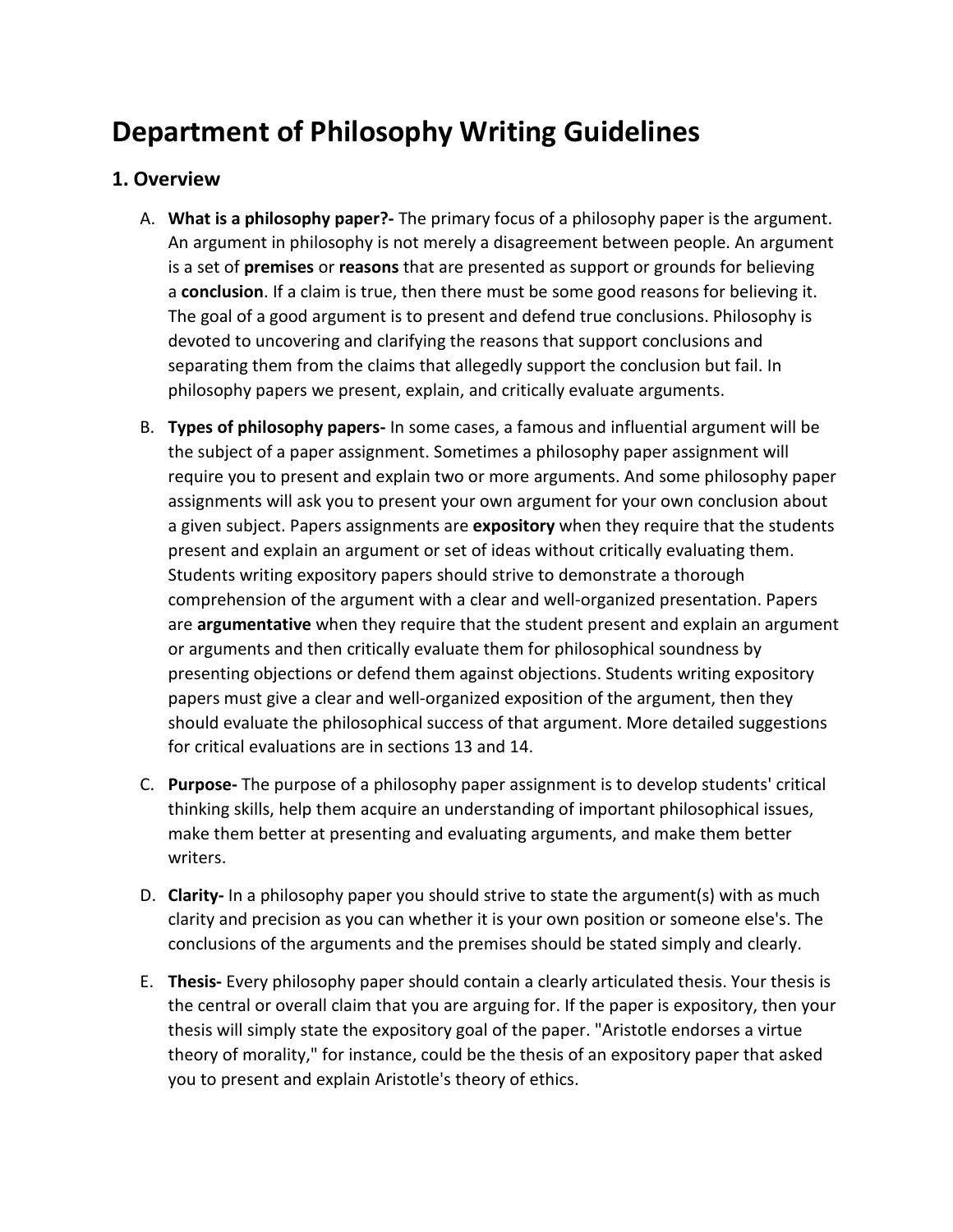# Department of Philosophy Writing Guidelines

## 1. Overview

A. **What is a philosophy paper?-** The primary focus of a philosophy paper is the argument. An argument in philosophy is not merely a disagreement between people. An argument is a set of **premises** or **reasons** that are presented as support or grounds for believing a **conclusion**. If a claim is true, then there must be some good reasons for believing it. The goal of a good argument is to present and defend true conclusions. Philosophy is devoted to uncovering and clarifying the reasons that support conclusions and separating them from the claims that allegedly support the conclusion but fail. In philosophy papers we present, explain, and critically evaluate arguments.

B. **Types of philosophy papers-** In some cases, a famous and influential argument will be the subject of a paper assignment. Sometimes a philosophy paper assignment will require you to present and explain two or more arguments. And some philosophy paper assignments will ask you to present your own argument for your own conclusion about a given subject. Papers assignments are **expository** when they require that the students present and explain an argument or set of ideas without critically evaluating them. Students writing expository papers should strive to demonstrate a thorough comprehension of the argument with a clear and well-organized presentation. Papers are **argumentative** when they require that the student present and explain an argument or arguments and then critically evaluate them for philosophical soundness by presenting objections or defend them against objections. Students writing expository papers must give a clear and well-organized exposition of the argument, then they should evaluate the philosophical success of that argument. More detailed suggestions for critical evaluations are in sections 13 and 14.

C. **Purpose-** The purpose of a philosophy paper assignment is to develop students' critical thinking skills, help them acquire an understanding of important philosophical issues, make them better at presenting and evaluating arguments, and make them better writers.

D. **Clarity-** In a philosophy paper you should strive to state the argument(s) with as much clarity and precision as you can whether it is your own position or someone else's. The conclusions of the arguments and the premises should be stated simply and clearly.

E. **Thesis-** Every philosophy paper should contain a clearly articulated thesis. Your thesis is the central or overall claim that you are arguing for. If the paper is expository, then your thesis will simply state the expository goal of the paper. "Aristotle endorses a virtue theory of morality," for instance, could be the thesis of an expository paper that asked you to present and explain Aristotle's theory of ethics.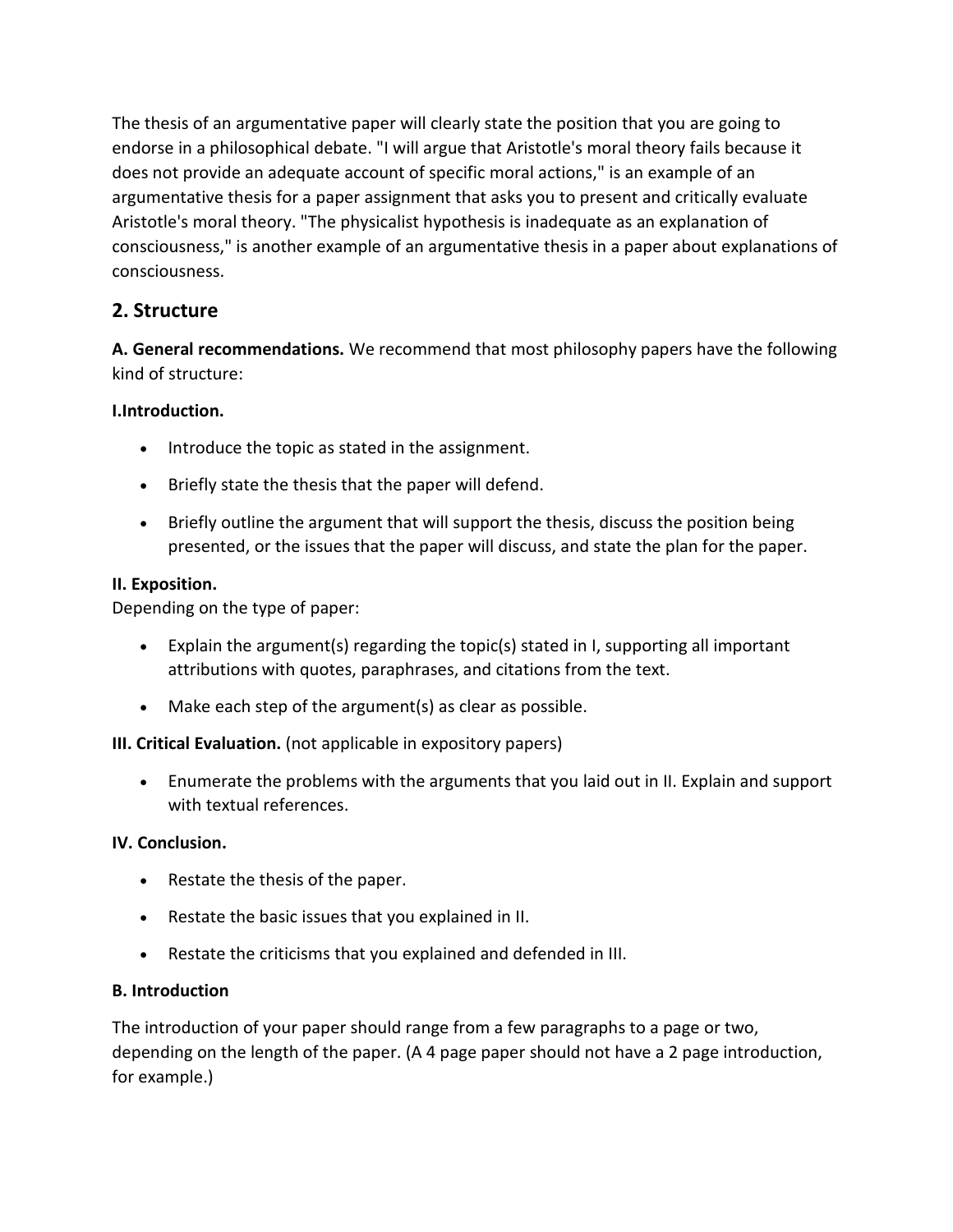The thesis of an argumentative paper will clearly state the position that you are going to endorse in a philosophical debate. "I will argue that Aristotle's moral theory fails because it does not provide an adequate account of specific moral actions," is an example of an argumentative thesis for a paper assignment that asks you to present and critically evaluate Aristotle's moral theory. "The physicalist hypothesis is inadequate as an explanation of consciousness," is another example of an argumentative thesis in a paper about explanations of consciousness.

## 2. Structure

**A. General recommendations.** We recommend that most philosophy papers have the following kind of structure:

**I.Introduction.**

- Introduce the topic as stated in the assignment.
- Briefly state the thesis that the paper will defend.
- Briefly outline the argument that will support the thesis, discuss the position being presented, or the issues that the paper will discuss, and state the plan for the paper.

**II. Exposition.**
Depending on the type of paper:

- Explain the argument(s) regarding the topic(s) stated in I, supporting all important attributions with quotes, paraphrases, and citations from the text.
- Make each step of the argument(s) as clear as possible.

**III. Critical Evaluation.** (not applicable in expository papers)

- Enumerate the problems with the arguments that you laid out in II. Explain and support with textual references.

**IV. Conclusion.**

- Restate the thesis of the paper.
- Restate the basic issues that you explained in II.
- Restate the criticisms that you explained and defended in III.

**B. Introduction**

The introduction of your paper should range from a few paragraphs to a page or two, depending on the length of the paper. (A 4 page paper should not have a 2 page introduction, for example.)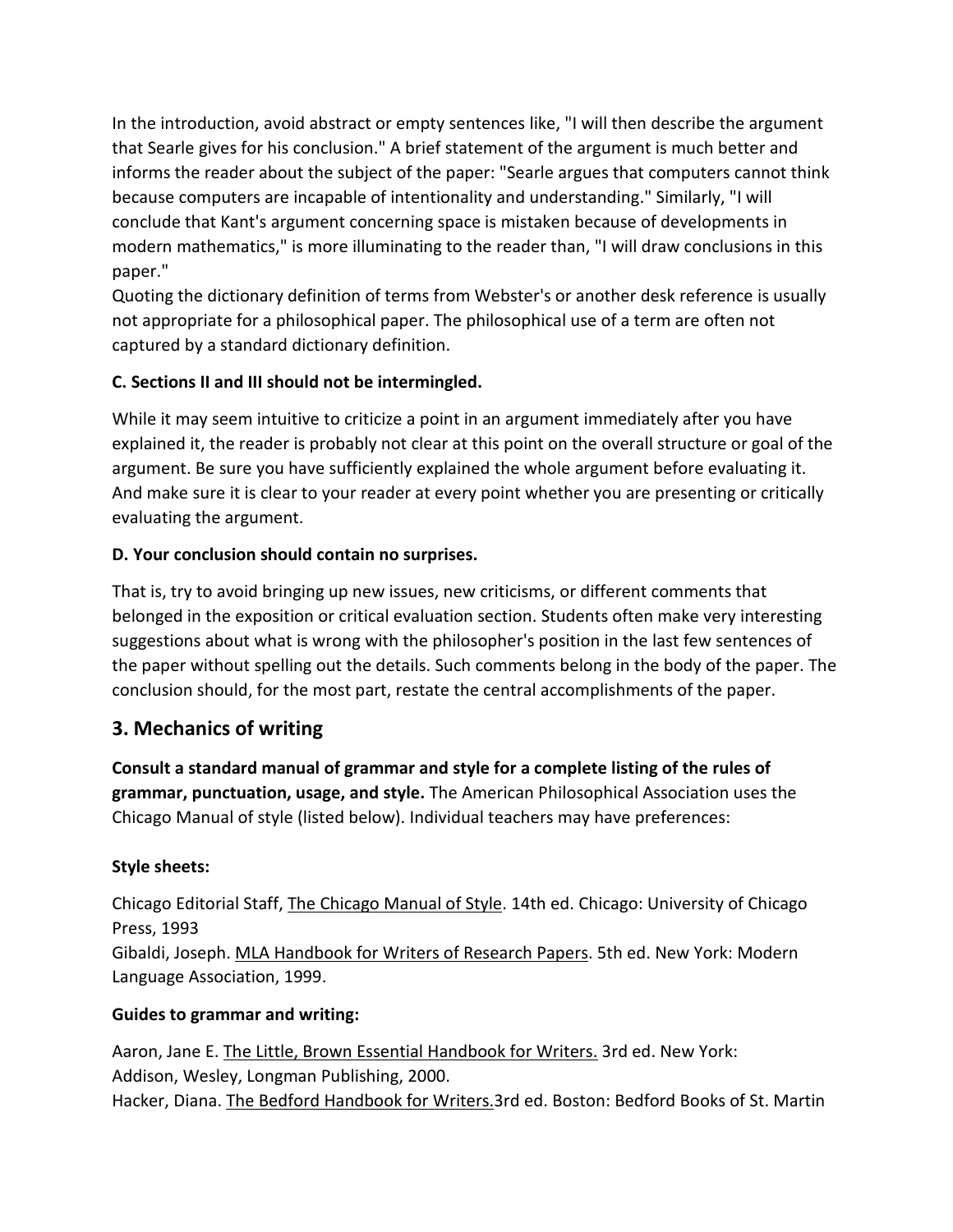In the introduction, avoid abstract or empty sentences like, "I will then describe the argument that Searle gives for his conclusion." A brief statement of the argument is much better and informs the reader about the subject of the paper: "Searle argues that computers cannot think because computers are incapable of intentionality and understanding." Similarly, "I will conclude that Kant's argument concerning space is mistaken because of developments in modern mathematics," is more illuminating to the reader than, "I will draw conclusions in this paper."

Quoting the dictionary definition of terms from Webster's or another desk reference is usually not appropriate for a philosophical paper. The philosophical use of a term are often not captured by a standard dictionary definition.

**C. Sections II and III should not be intermingled.**

While it may seem intuitive to criticize a point in an argument immediately after you have explained it, the reader is probably not clear at this point on the overall structure or goal of the argument. Be sure you have sufficiently explained the whole argument before evaluating it. And make sure it is clear to your reader at every point whether you are presenting or critically evaluating the argument.

**D. Your conclusion should contain no surprises.**

That is, try to avoid bringing up new issues, new criticisms, or different comments that belonged in the exposition or critical evaluation section. Students often make very interesting suggestions about what is wrong with the philosopher's position in the last few sentences of the paper without spelling out the details. Such comments belong in the body of the paper. The conclusion should, for the most part, restate the central accomplishments of the paper.

## 3. Mechanics of writing

**Consult a standard manual of grammar and style for a complete listing of the rules of grammar, punctuation, usage, and style.** The American Philosophical Association uses the Chicago Manual of style (listed below). Individual teachers may have preferences:

**Style sheets:**

Chicago Editorial Staff, The Chicago Manual of Style. 14th ed. Chicago: University of Chicago Press, 1993

Gibaldi, Joseph. MLA Handbook for Writers of Research Papers. 5th ed. New York: Modern Language Association, 1999.

**Guides to grammar and writing:**

Aaron, Jane E. The Little, Brown Essential Handbook for Writers. 3rd ed. New York: Addison, Wesley, Longman Publishing, 2000.

Hacker, Diana. The Bedford Handbook for Writers.3rd ed. Boston: Bedford Books of St. Martin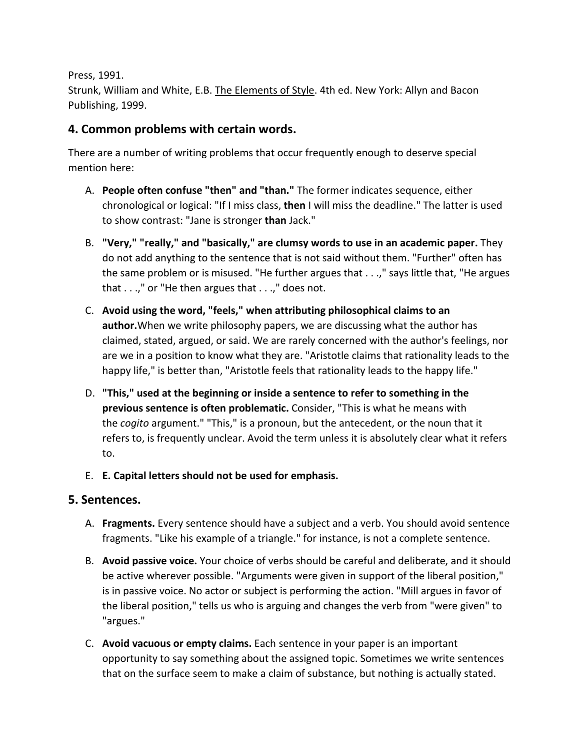Press, 1991.
Strunk, William and White, E.B. The Elements of Style. 4th ed. New York: Allyn and Bacon Publishing, 1999.

## 4. Common problems with certain words.

There are a number of writing problems that occur frequently enough to deserve special mention here:

A. **People often confuse "then" and "than."** The former indicates sequence, either chronological or logical: "If I miss class, **then** I will miss the deadline." The latter is used to show contrast: "Jane is stronger **than** Jack."

B. **"Very," "really," and "basically," are clumsy words to use in an academic paper.** They do not add anything to the sentence that is not said without them. "Further" often has the same problem or is misused. "He further argues that . . .," says little that, "He argues that . . .," or "He then argues that . . .," does not.

C. **Avoid using the word, "feels," when attributing philosophical claims to an author.** When we write philosophy papers, we are discussing what the author has claimed, stated, argued, or said. We are rarely concerned with the author's feelings, nor are we in a position to know what they are. "Aristotle claims that rationality leads to the happy life," is better than, "Aristotle feels that rationality leads to the happy life."

D. **"This," used at the beginning or inside a sentence to refer to something in the previous sentence is often problematic.** Consider, "This is what he means with the *cogito* argument." "This," is a pronoun, but the antecedent, or the noun that it refers to, is frequently unclear. Avoid the term unless it is absolutely clear what it refers to.

E. **E. Capital letters should not be used for emphasis.**

## 5. Sentences.

A. **Fragments.** Every sentence should have a subject and a verb. You should avoid sentence fragments. "Like his example of a triangle." for instance, is not a complete sentence.

B. **Avoid passive voice.** Your choice of verbs should be careful and deliberate, and it should be active wherever possible. "Arguments were given in support of the liberal position," is in passive voice. No actor or subject is performing the action. "Mill argues in favor of the liberal position," tells us who is arguing and changes the verb from "were given" to "argues."

C. **Avoid vacuous or empty claims.** Each sentence in your paper is an important opportunity to say something about the assigned topic. Sometimes we write sentences that on the surface seem to make a claim of substance, but nothing is actually stated.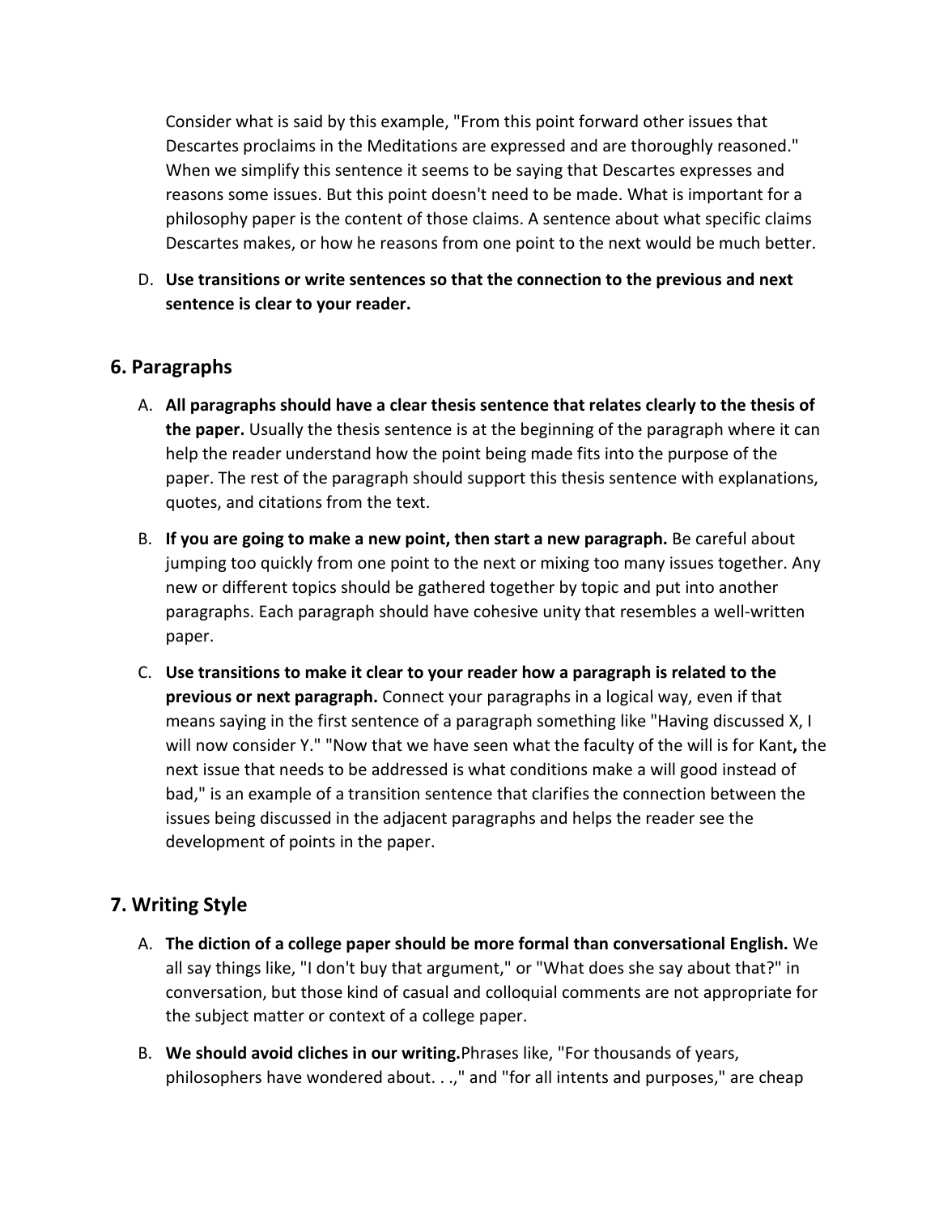Consider what is said by this example, "From this point forward other issues that Descartes proclaims in the Meditations are expressed and are thoroughly reasoned." When we simplify this sentence it seems to be saying that Descartes expresses and reasons some issues. But this point doesn't need to be made. What is important for a philosophy paper is the content of those claims. A sentence about what specific claims Descartes makes, or how he reasons from one point to the next would be much better.

D. **Use transitions or write sentences so that the connection to the previous and next sentence is clear to your reader.**

## 6. Paragraphs

A. **All paragraphs should have a clear thesis sentence that relates clearly to the thesis of the paper.** Usually the thesis sentence is at the beginning of the paragraph where it can help the reader understand how the point being made fits into the purpose of the paper. The rest of the paragraph should support this thesis sentence with explanations, quotes, and citations from the text.

B. **If you are going to make a new point, then start a new paragraph.** Be careful about jumping too quickly from one point to the next or mixing too many issues together. Any new or different topics should be gathered together by topic and put into another paragraphs. Each paragraph should have cohesive unity that resembles a well-written paper.

C. **Use transitions to make it clear to your reader how a paragraph is related to the previous or next paragraph.** Connect your paragraphs in a logical way, even if that means saying in the first sentence of a paragraph something like "Having discussed X, I will now consider Y." "Now that we have seen what the faculty of the will is for Kant**,** the next issue that needs to be addressed is what conditions make a will good instead of bad," is an example of a transition sentence that clarifies the connection between the issues being discussed in the adjacent paragraphs and helps the reader see the development of points in the paper.

## 7. Writing Style

A. **The diction of a college paper should be more formal than conversational English.** We all say things like, "I don't buy that argument," or "What does she say about that?" in conversation, but those kind of casual and colloquial comments are not appropriate for the subject matter or context of a college paper.

B. **We should avoid cliches in our writing.**Phrases like, "For thousands of years, philosophers have wondered about. . .," and "for all intents and purposes," are cheap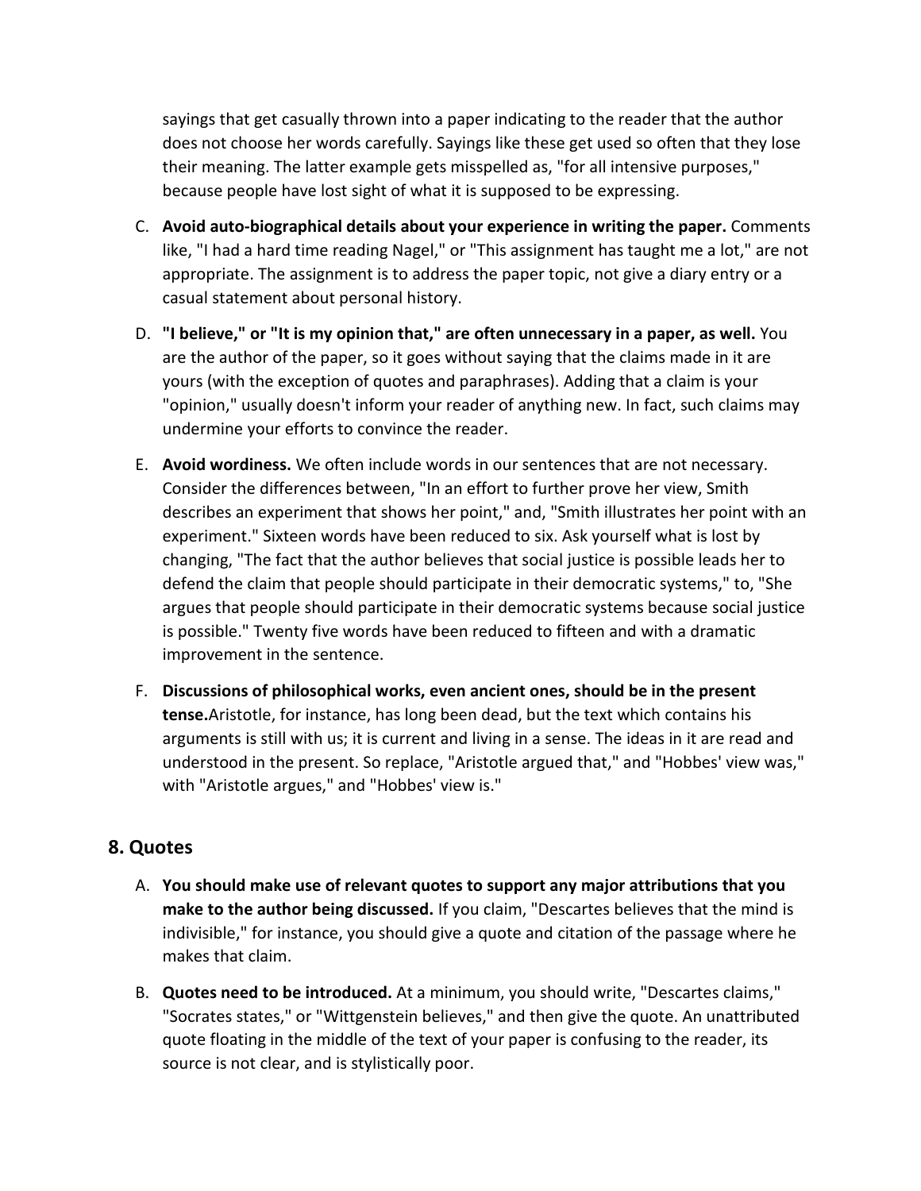sayings that get casually thrown into a paper indicating to the reader that the author does not choose her words carefully. Sayings like these get used so often that they lose their meaning. The latter example gets misspelled as, "for all intensive purposes," because people have lost sight of what it is supposed to be expressing.

C. **Avoid auto-biographical details about your experience in writing the paper.** Comments like, "I had a hard time reading Nagel," or "This assignment has taught me a lot," are not appropriate. The assignment is to address the paper topic, not give a diary entry or a casual statement about personal history.

D. **"I believe," or "It is my opinion that," are often unnecessary in a paper, as well.** You are the author of the paper, so it goes without saying that the claims made in it are yours (with the exception of quotes and paraphrases). Adding that a claim is your "opinion," usually doesn't inform your reader of anything new. In fact, such claims may undermine your efforts to convince the reader.

E. **Avoid wordiness.** We often include words in our sentences that are not necessary. Consider the differences between, "In an effort to further prove her view, Smith describes an experiment that shows her point," and, "Smith illustrates her point with an experiment." Sixteen words have been reduced to six. Ask yourself what is lost by changing, "The fact that the author believes that social justice is possible leads her to defend the claim that people should participate in their democratic systems," to, "She argues that people should participate in their democratic systems because social justice is possible." Twenty five words have been reduced to fifteen and with a dramatic improvement in the sentence.

F. **Discussions of philosophical works, even ancient ones, should be in the present tense.**Aristotle, for instance, has long been dead, but the text which contains his arguments is still with us; it is current and living in a sense. The ideas in it are read and understood in the present. So replace, "Aristotle argued that," and "Hobbes' view was," with "Aristotle argues," and "Hobbes' view is."

## 8. Quotes

A. **You should make use of relevant quotes to support any major attributions that you make to the author being discussed.** If you claim, "Descartes believes that the mind is indivisible," for instance, you should give a quote and citation of the passage where he makes that claim.

B. **Quotes need to be introduced.** At a minimum, you should write, "Descartes claims," "Socrates states," or "Wittgenstein believes," and then give the quote. An unattributed quote floating in the middle of the text of your paper is confusing to the reader, its source is not clear, and is stylistically poor.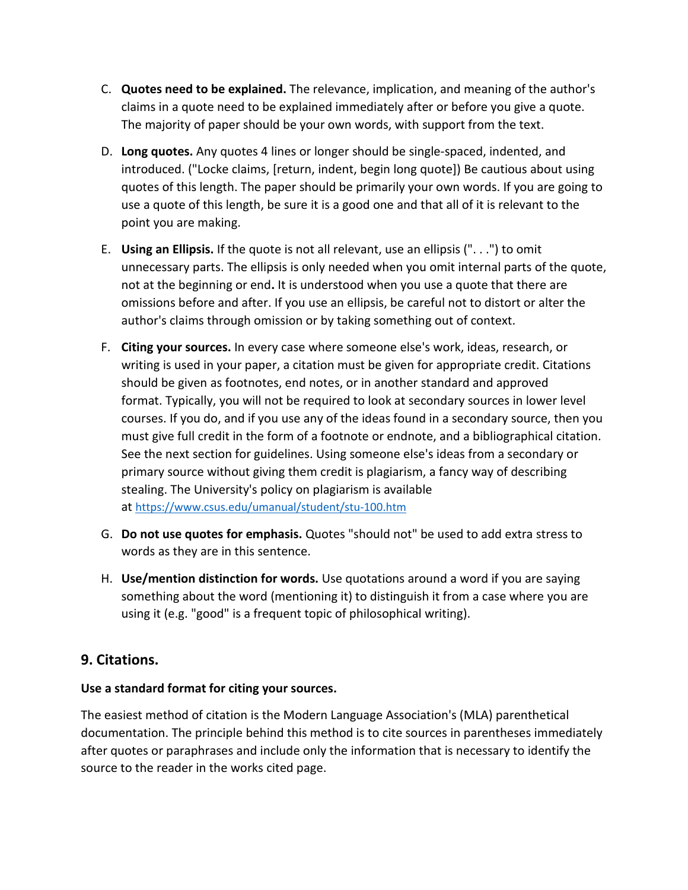C. **Quotes need to be explained.** The relevance, implication, and meaning of the author's claims in a quote need to be explained immediately after or before you give a quote. The majority of paper should be your own words, with support from the text.

D. **Long quotes.** Any quotes 4 lines or longer should be single-spaced, indented, and introduced. ("Locke claims, [return, indent, begin long quote]) Be cautious about using quotes of this length. The paper should be primarily your own words. If you are going to use a quote of this length, be sure it is a good one and that all of it is relevant to the point you are making.

E. **Using an Ellipsis.** If the quote is not all relevant, use an ellipsis (". . .") to omit unnecessary parts. The ellipsis is only needed when you omit internal parts of the quote, not at the beginning or end**.** It is understood when you use a quote that there are omissions before and after. If you use an ellipsis, be careful not to distort or alter the author's claims through omission or by taking something out of context.

F. **Citing your sources.** In every case where someone else's work, ideas, research, or writing is used in your paper, a citation must be given for appropriate credit. Citations should be given as footnotes, end notes, or in another standard and approved format. Typically, you will not be required to look at secondary sources in lower level courses. If you do, and if you use any of the ideas found in a secondary source, then you must give full credit in the form of a footnote or endnote, and a bibliographical citation. See the next section for guidelines. Using someone else's ideas from a secondary or primary source without giving them credit is plagiarism, a fancy way of describing stealing. The University's policy on plagiarism is available at [https://www.csus.edu/umanual/student/stu-100.htm](https://www.csus.edu/umanual/student/stu-100.htm)

G. **Do not use quotes for emphasis.** Quotes "should not" be used to add extra stress to words as they are in this sentence.

H. **Use/mention distinction for words.** Use quotations around a word if you are saying something about the word (mentioning it) to distinguish it from a case where you are using it (e.g. "good" is a frequent topic of philosophical writing).

## 9. Citations.

**Use a standard format for citing your sources.**

The easiest method of citation is the Modern Language Association's (MLA) parenthetical documentation. The principle behind this method is to cite sources in parentheses immediately after quotes or paraphrases and include only the information that is necessary to identify the source to the reader in the works cited page.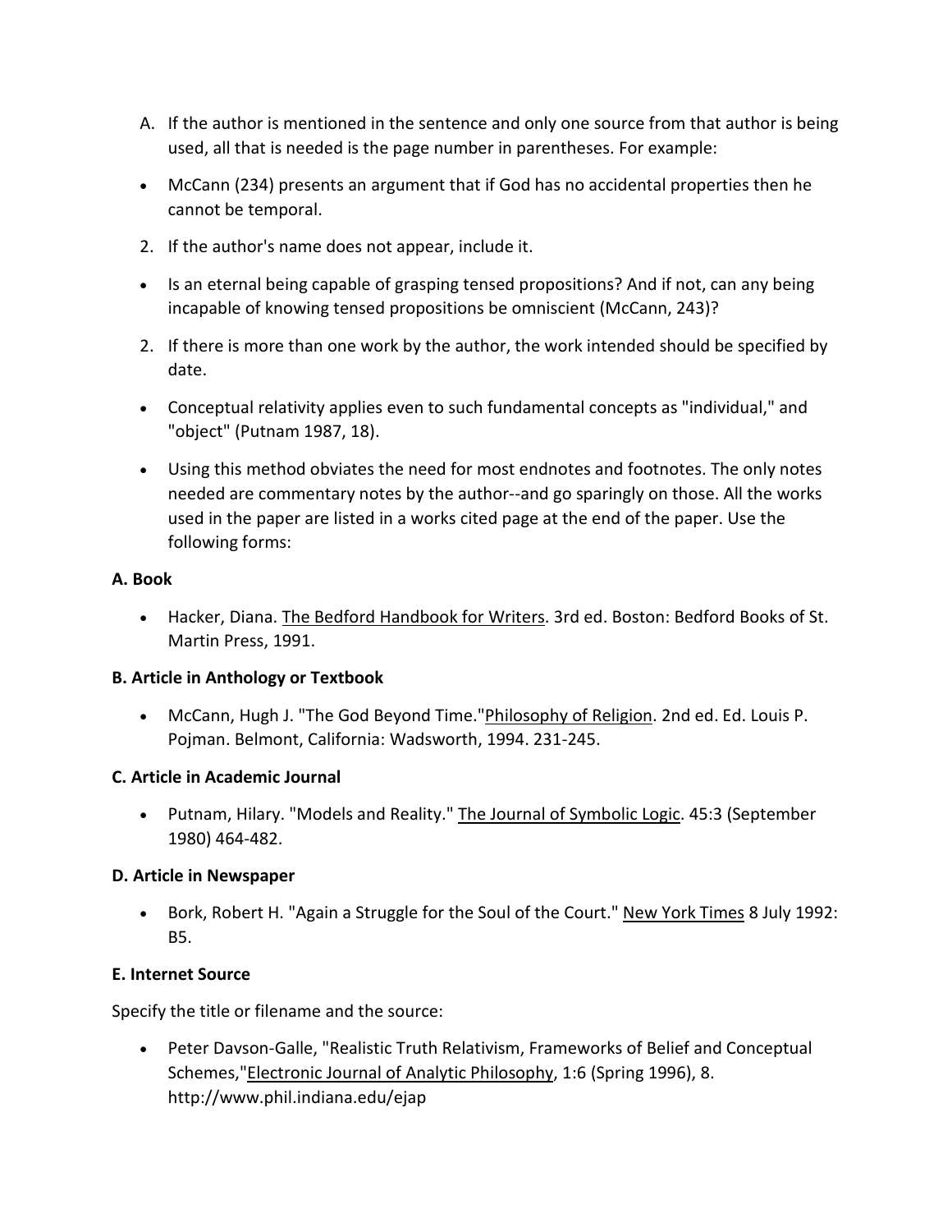A. If the author is mentioned in the sentence and only one source from that author is being used, all that is needed is the page number in parentheses. For example:

- McCann (234) presents an argument that if God has no accidental properties then he cannot be temporal.

2. If the author's name does not appear, include it.

- Is an eternal being capable of grasping tensed propositions? And if not, can any being incapable of knowing tensed propositions be omniscient (McCann, 243)?

2. If there is more than one work by the author, the work intended should be specified by date.

- Conceptual relativity applies even to such fundamental concepts as "individual," and "object" (Putnam 1987, 18).

- Using this method obviates the need for most endnotes and footnotes. The only notes needed are commentary notes by the author--and go sparingly on those. All the works used in the paper are listed in a works cited page at the end of the paper. Use the following forms:

**A. Book**

- Hacker, Diana. The Bedford Handbook for Writers. 3rd ed. Boston: Bedford Books of St. Martin Press, 1991.

**B. Article in Anthology or Textbook**

- McCann, Hugh J. "The God Beyond Time."Philosophy of Religion. 2nd ed. Ed. Louis P. Pojman. Belmont, California: Wadsworth, 1994. 231-245.

**C. Article in Academic Journal**

- Putnam, Hilary. "Models and Reality." The Journal of Symbolic Logic. 45:3 (September 1980) 464-482.

**D. Article in Newspaper**

- Bork, Robert H. "Again a Struggle for the Soul of the Court." New York Times 8 July 1992: B5.

**E. Internet Source**

Specify the title or filename and the source:

- Peter Davson-Galle, "Realistic Truth Relativism, Frameworks of Belief and Conceptual Schemes,"Electronic Journal of Analytic Philosophy, 1:6 (Spring 1996), 8. http://www.phil.indiana.edu/ejap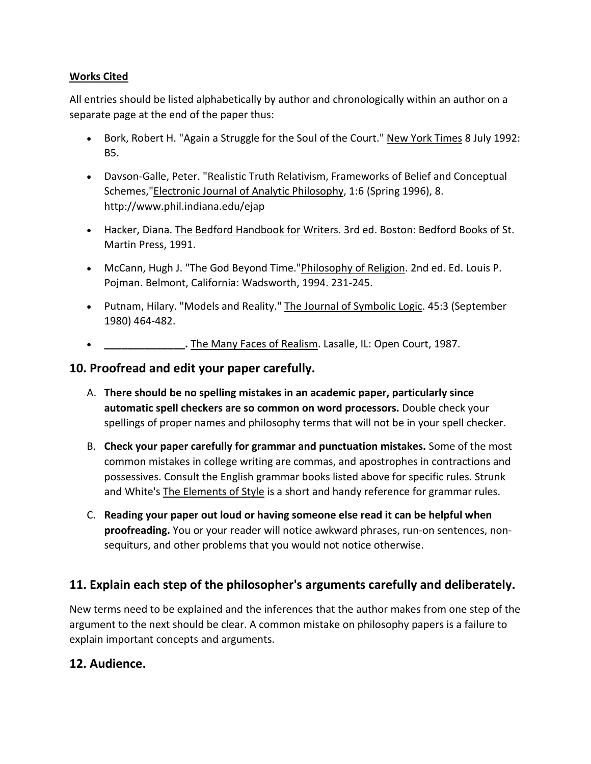**Works Cited**

All entries should be listed alphabetically by author and chronologically within an author on a separate page at the end of the paper thus:

- Bork, Robert H. "Again a Struggle for the Soul of the Court." New York Times 8 July 1992: B5.
- Davson-Galle, Peter. "Realistic Truth Relativism, Frameworks of Belief and Conceptual Schemes,"Electronic Journal of Analytic Philosophy, 1:6 (Spring 1996), 8. http://www.phil.indiana.edu/ejap
- Hacker, Diana. The Bedford Handbook for Writers. 3rd ed. Boston: Bedford Books of St. Martin Press, 1991.
- McCann, Hugh J. "The God Beyond Time."Philosophy of Religion. 2nd ed. Ed. Louis P. Pojman. Belmont, California: Wadsworth, 1994. 231-245.
- Putnam, Hilary. "Models and Reality." The Journal of Symbolic Logic. 45:3 (September 1980) 464-482.
- **______________.** The Many Faces of Realism. Lasalle, IL: Open Court, 1987.

## 10. Proofread and edit your paper carefully.

A. **There should be no spelling mistakes in an academic paper, particularly since automatic spell checkers are so common on word processors.** Double check your spellings of proper names and philosophy terms that will not be in your spell checker.

B. **Check your paper carefully for grammar and punctuation mistakes.** Some of the most common mistakes in college writing are commas, and apostrophes in contractions and possessives. Consult the English grammar books listed above for specific rules. Strunk and White's The Elements of Style is a short and handy reference for grammar rules.

C. **Reading your paper out loud or having someone else read it can be helpful when proofreading.** You or your reader will notice awkward phrases, run-on sentences, non-sequiturs, and other problems that you would not notice otherwise.

## 11. Explain each step of the philosopher's arguments carefully and deliberately.

New terms need to be explained and the inferences that the author makes from one step of the argument to the next should be clear. A common mistake on philosophy papers is a failure to explain important concepts and arguments.

## 12. Audience.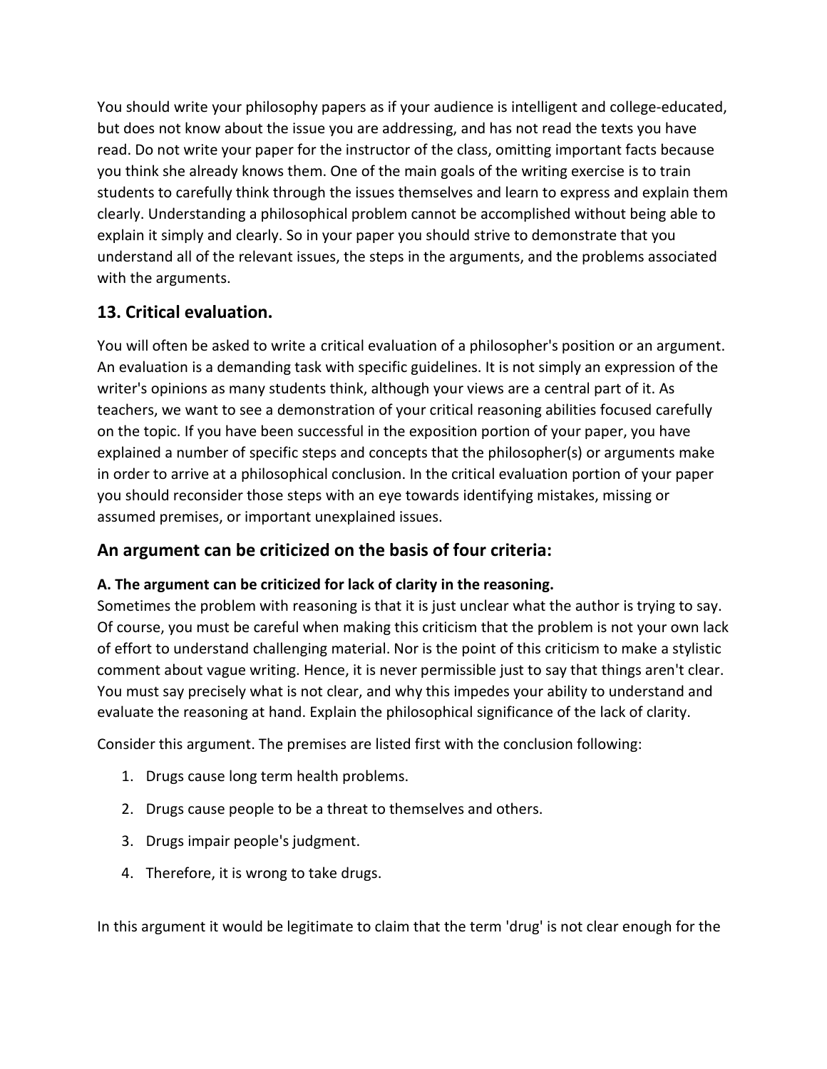You should write your philosophy papers as if your audience is intelligent and college-educated, but does not know about the issue you are addressing, and has not read the texts you have read. Do not write your paper for the instructor of the class, omitting important facts because you think she already knows them. One of the main goals of the writing exercise is to train students to carefully think through the issues themselves and learn to express and explain them clearly. Understanding a philosophical problem cannot be accomplished without being able to explain it simply and clearly. So in your paper you should strive to demonstrate that you understand all of the relevant issues, the steps in the arguments, and the problems associated with the arguments.

## 13. Critical evaluation.

You will often be asked to write a critical evaluation of a philosopher's position or an argument. An evaluation is a demanding task with specific guidelines. It is not simply an expression of the writer's opinions as many students think, although your views are a central part of it. As teachers, we want to see a demonstration of your critical reasoning abilities focused carefully on the topic. If you have been successful in the exposition portion of your paper, you have explained a number of specific steps and concepts that the philosopher(s) or arguments make in order to arrive at a philosophical conclusion. In the critical evaluation portion of your paper you should reconsider those steps with an eye towards identifying mistakes, missing or assumed premises, or important unexplained issues.

## An argument can be criticized on the basis of four criteria:

**A. The argument can be criticized for lack of clarity in the reasoning.**
Sometimes the problem with reasoning is that it is just unclear what the author is trying to say. Of course, you must be careful when making this criticism that the problem is not your own lack of effort to understand challenging material. Nor is the point of this criticism to make a stylistic comment about vague writing. Hence, it is never permissible just to say that things aren't clear. You must say precisely what is not clear, and why this impedes your ability to understand and evaluate the reasoning at hand. Explain the philosophical significance of the lack of clarity.

Consider this argument. The premises are listed first with the conclusion following:

1. Drugs cause long term health problems.
2. Drugs cause people to be a threat to themselves and others.
3. Drugs impair people's judgment.
4. Therefore, it is wrong to take drugs.

In this argument it would be legitimate to claim that the term 'drug' is not clear enough for the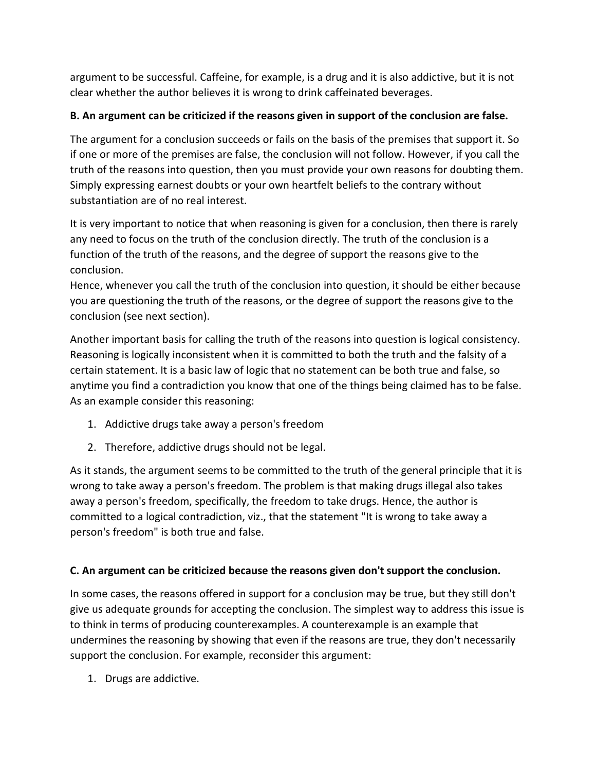argument to be successful. Caffeine, for example, is a drug and it is also addictive, but it is not clear whether the author believes it is wrong to drink caffeinated beverages.

**B. An argument can be criticized if the reasons given in support of the conclusion are false.**

The argument for a conclusion succeeds or fails on the basis of the premises that support it. So if one or more of the premises are false, the conclusion will not follow. However, if you call the truth of the reasons into question, then you must provide your own reasons for doubting them. Simply expressing earnest doubts or your own heartfelt beliefs to the contrary without substantiation are of no real interest.

It is very important to notice that when reasoning is given for a conclusion, then there is rarely any need to focus on the truth of the conclusion directly. The truth of the conclusion is a function of the truth of the reasons, and the degree of support the reasons give to the conclusion.
Hence, whenever you call the truth of the conclusion into question, it should be either because you are questioning the truth of the reasons, or the degree of support the reasons give to the conclusion (see next section).

Another important basis for calling the truth of the reasons into question is logical consistency. Reasoning is logically inconsistent when it is committed to both the truth and the falsity of a certain statement. It is a basic law of logic that no statement can be both true and false, so anytime you find a contradiction you know that one of the things being claimed has to be false. As an example consider this reasoning:

1. Addictive drugs take away a person's freedom
2. Therefore, addictive drugs should not be legal.

As it stands, the argument seems to be committed to the truth of the general principle that it is wrong to take away a person's freedom. The problem is that making drugs illegal also takes away a person's freedom, specifically, the freedom to take drugs. Hence, the author is committed to a logical contradiction, viz., that the statement "It is wrong to take away a person's freedom" is both true and false.

**C. An argument can be criticized because the reasons given don't support the conclusion.**

In some cases, the reasons offered in support for a conclusion may be true, but they still don't give us adequate grounds for accepting the conclusion. The simplest way to address this issue is to think in terms of producing counterexamples. A counterexample is an example that undermines the reasoning by showing that even if the reasons are true, they don't necessarily support the conclusion. For example, reconsider this argument:

1. Drugs are addictive.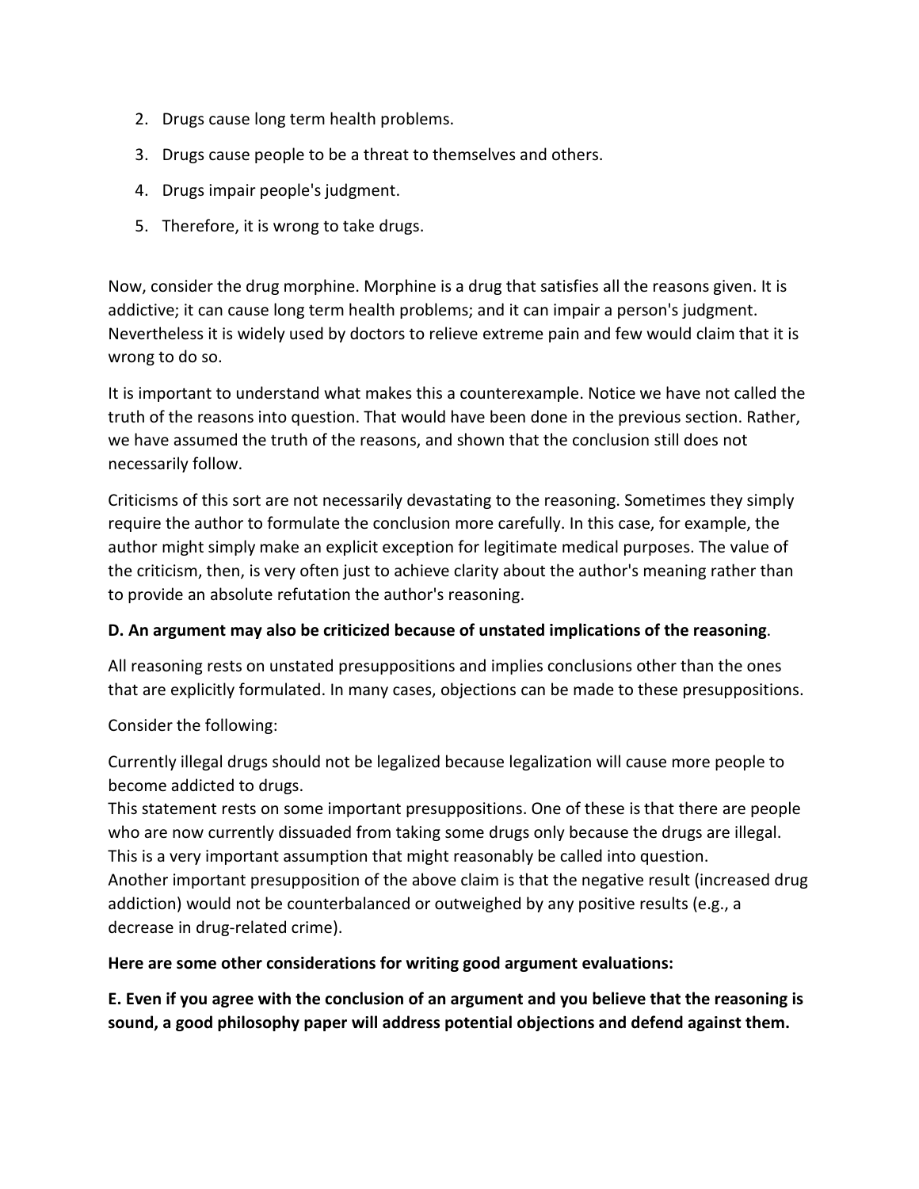2. Drugs cause long term health problems.
3. Drugs cause people to be a threat to themselves and others.
4. Drugs impair people's judgment.
5. Therefore, it is wrong to take drugs.

Now, consider the drug morphine. Morphine is a drug that satisfies all the reasons given. It is addictive; it can cause long term health problems; and it can impair a person's judgment. Nevertheless it is widely used by doctors to relieve extreme pain and few would claim that it is wrong to do so.

It is important to understand what makes this a counterexample. Notice we have not called the truth of the reasons into question. That would have been done in the previous section. Rather, we have assumed the truth of the reasons, and shown that the conclusion still does not necessarily follow.

Criticisms of this sort are not necessarily devastating to the reasoning. Sometimes they simply require the author to formulate the conclusion more carefully. In this case, for example, the author might simply make an explicit exception for legitimate medical purposes. The value of the criticism, then, is very often just to achieve clarity about the author's meaning rather than to provide an absolute refutation the author's reasoning.

**D. An argument may also be criticized because of unstated implications of the reasoning**.

All reasoning rests on unstated presuppositions and implies conclusions other than the ones that are explicitly formulated. In many cases, objections can be made to these presuppositions.

Consider the following:

Currently illegal drugs should not be legalized because legalization will cause more people to become addicted to drugs.
This statement rests on some important presuppositions. One of these is that there are people who are now currently dissuaded from taking some drugs only because the drugs are illegal. This is a very important assumption that might reasonably be called into question.
Another important presupposition of the above claim is that the negative result (increased drug addiction) would not be counterbalanced or outweighed by any positive results (e.g., a decrease in drug-related crime).

**Here are some other considerations for writing good argument evaluations:**

**E. Even if you agree with the conclusion of an argument and you believe that the reasoning is sound, a good philosophy paper will address potential objections and defend against them.**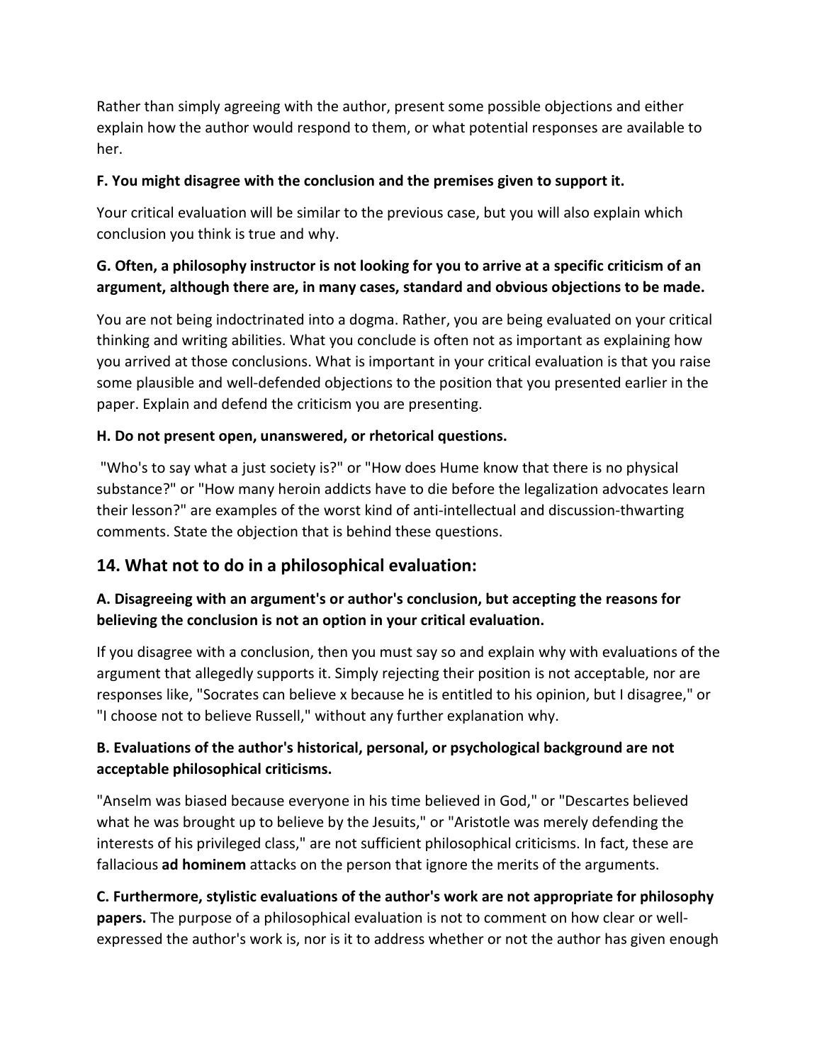Rather than simply agreeing with the author, present some possible objections and either explain how the author would respond to them, or what potential responses are available to her.

**F. You might disagree with the conclusion and the premises given to support it.**

Your critical evaluation will be similar to the previous case, but you will also explain which conclusion you think is true and why.

**G. Often, a philosophy instructor is not looking for you to arrive at a specific criticism of an argument, although there are, in many cases, standard and obvious objections to be made.**

You are not being indoctrinated into a dogma. Rather, you are being evaluated on your critical thinking and writing abilities. What you conclude is often not as important as explaining how you arrived at those conclusions. What is important in your critical evaluation is that you raise some plausible and well-defended objections to the position that you presented earlier in the paper. Explain and defend the criticism you are presenting.

**H. Do not present open, unanswered, or rhetorical questions.**

"Who's to say what a just society is?" or "How does Hume know that there is no physical substance?" or "How many heroin addicts have to die before the legalization advocates learn their lesson?" are examples of the worst kind of anti-intellectual and discussion-thwarting comments. State the objection that is behind these questions.

## 14. What not to do in a philosophical evaluation:

**A. Disagreeing with an argument's or author's conclusion, but accepting the reasons for believing the conclusion is not an option in your critical evaluation.**

If you disagree with a conclusion, then you must say so and explain why with evaluations of the argument that allegedly supports it. Simply rejecting their position is not acceptable, nor are responses like, "Socrates can believe x because he is entitled to his opinion, but I disagree," or "I choose not to believe Russell," without any further explanation why.

**B. Evaluations of the author's historical, personal, or psychological background are not acceptable philosophical criticisms.**

"Anselm was biased because everyone in his time believed in God," or "Descartes believed what he was brought up to believe by the Jesuits," or "Aristotle was merely defending the interests of his privileged class," are not sufficient philosophical criticisms. In fact, these are fallacious **ad hominem** attacks on the person that ignore the merits of the arguments.

**C. Furthermore, stylistic evaluations of the author's work are not appropriate for philosophy papers.** The purpose of a philosophical evaluation is not to comment on how clear or well-expressed the author's work is, nor is it to address whether or not the author has given enough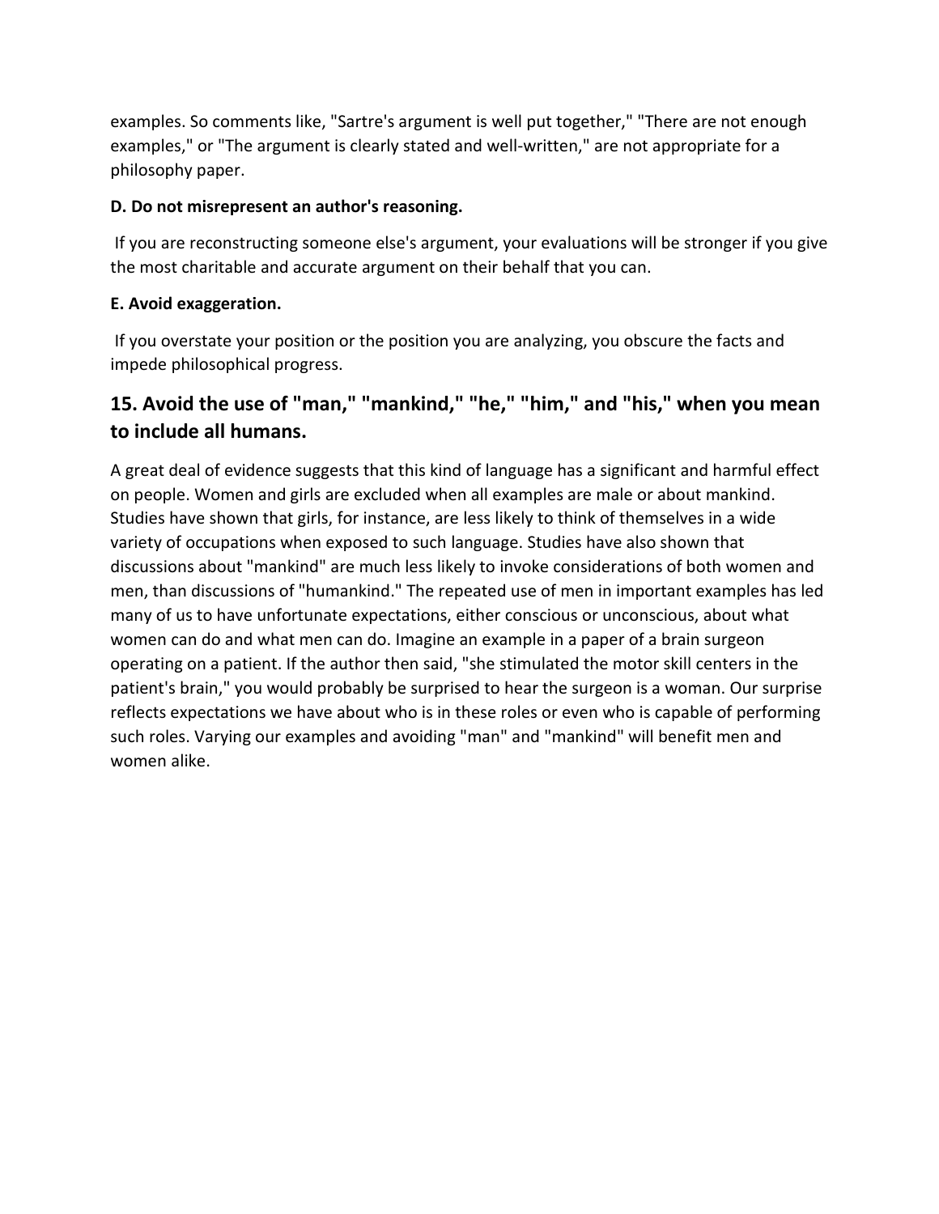examples. So comments like, "Sartre's argument is well put together," "There are not enough examples," or "The argument is clearly stated and well-written," are not appropriate for a philosophy paper.

**D. Do not misrepresent an author's reasoning.**

If you are reconstructing someone else's argument, your evaluations will be stronger if you give the most charitable and accurate argument on their behalf that you can.

**E. Avoid exaggeration.**

If you overstate your position or the position you are analyzing, you obscure the facts and impede philosophical progress.

## 15. Avoid the use of "man," "mankind," "he," "him," and "his," when you mean to include all humans.

A great deal of evidence suggests that this kind of language has a significant and harmful effect on people. Women and girls are excluded when all examples are male or about mankind. Studies have shown that girls, for instance, are less likely to think of themselves in a wide variety of occupations when exposed to such language. Studies have also shown that discussions about "mankind" are much less likely to invoke considerations of both women and men, than discussions of "humankind." The repeated use of men in important examples has led many of us to have unfortunate expectations, either conscious or unconscious, about what women can do and what men can do. Imagine an example in a paper of a brain surgeon operating on a patient. If the author then said, "she stimulated the motor skill centers in the patient's brain," you would probably be surprised to hear the surgeon is a woman. Our surprise reflects expectations we have about who is in these roles or even who is capable of performing such roles. Varying our examples and avoiding "man" and "mankind" will benefit men and women alike.